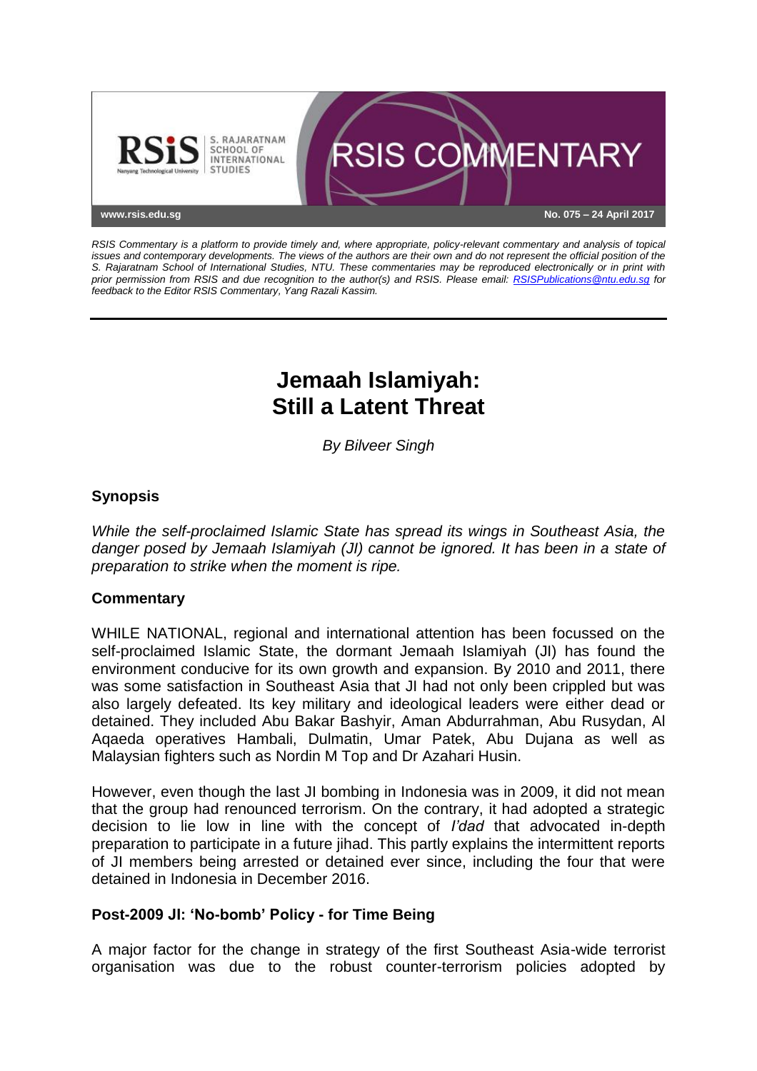RSIS Commentary

www.rsis.edu.sg — No. 075 – 24 April 2017

*RSIS Commentary is a platform to provide timely and, where appropriate, policy-relevant commentary and analysis of topical issues and contemporary developments. The views of the authors are their own and do not represent the official position of the S. Rajaratnam School of International Studies, NTU. These commentaries may be reproduced electronically or in print with prior permission from RSIS and due recognition to the author(s) and RSIS. Please email: RSISPublications@ntu.edu.sg for feedback to the Editor RSIS Commentary, Yang Razali Kassim.*

# Jemaah Islamiyah: Still a Latent Threat

*By Bilveer Singh*

## Synopsis

*While the self-proclaimed Islamic State has spread its wings in Southeast Asia, the danger posed by Jemaah Islamiyah (JI) cannot be ignored. It has been in a state of preparation to strike when the moment is ripe.*

## Commentary

WHILE NATIONAL, regional and international attention has been focussed on the self-proclaimed Islamic State, the dormant Jemaah Islamiyah (JI) has found the environment conducive for its own growth and expansion. By 2010 and 2011, there was some satisfaction in Southeast Asia that JI had not only been crippled but was also largely defeated. Its key military and ideological leaders were either dead or detained. They included Abu Bakar Bashyir, Aman Abdurrahman, Abu Rusydan, Al Aqaeda operatives Hambali, Dulmatin, Umar Patek, Abu Dujana as well as Malaysian fighters such as Nordin M Top and Dr Azahari Husin.

However, even though the last JI bombing in Indonesia was in 2009, it did not mean that the group had renounced terrorism. On the contrary, it had adopted a strategic decision to lie low in line with the concept of *I'dad* that advocated in-depth preparation to participate in a future jihad. This partly explains the intermittent reports of JI members being arrested or detained ever since, including the four that were detained in Indonesia in December 2016.

### Post-2009 JI: 'No-bomb' Policy - for Time Being

A major factor for the change in strategy of the first Southeast Asia-wide terrorist organisation was due to the robust counter-terrorism policies adopted by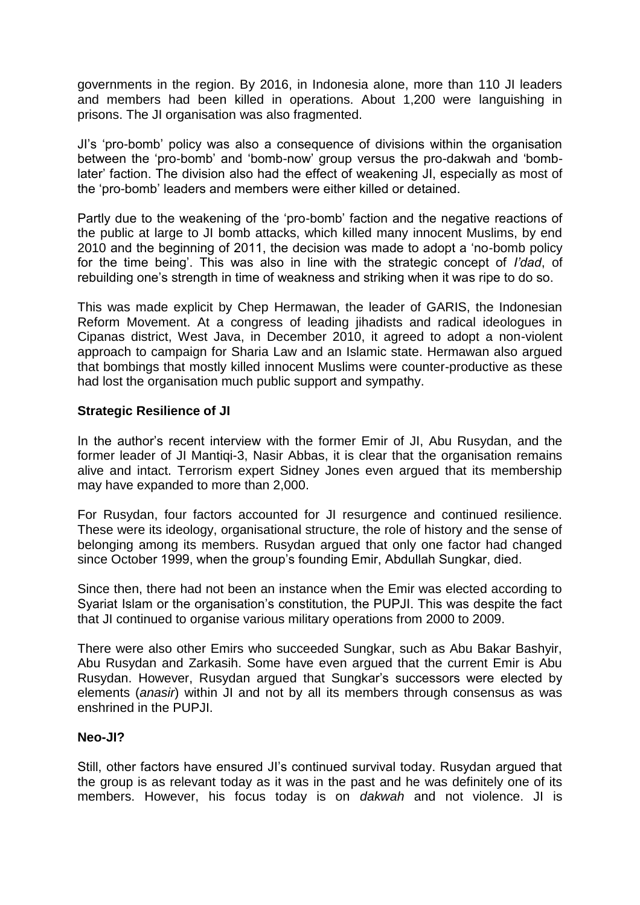governments in the region. By 2016, in Indonesia alone, more than 110 JI leaders and members had been killed in operations. About 1,200 were languishing in prisons. The JI organisation was also fragmented.

JI's 'pro-bomb' policy was also a consequence of divisions within the organisation between the 'pro-bomb' and 'bomb-now' group versus the pro-dakwah and 'bomb-later' faction. The division also had the effect of weakening JI, especially as most of the 'pro-bomb' leaders and members were either killed or detained.

Partly due to the weakening of the 'pro-bomb' faction and the negative reactions of the public at large to JI bomb attacks, which killed many innocent Muslims, by end 2010 and the beginning of 2011, the decision was made to adopt a 'no-bomb policy for the time being'. This was also in line with the strategic concept of *I'dad*, of rebuilding one's strength in time of weakness and striking when it was ripe to do so.

This was made explicit by Chep Hermawan, the leader of GARIS, the Indonesian Reform Movement. At a congress of leading jihadists and radical ideologues in Cipanas district, West Java, in December 2010, it agreed to adopt a non-violent approach to campaign for Sharia Law and an Islamic state. Hermawan also argued that bombings that mostly killed innocent Muslims were counter-productive as these had lost the organisation much public support and sympathy.

**Strategic Resilience of JI**

In the author's recent interview with the former Emir of JI, Abu Rusydan, and the former leader of JI Mantiqi-3, Nasir Abbas, it is clear that the organisation remains alive and intact. Terrorism expert Sidney Jones even argued that its membership may have expanded to more than 2,000.

For Rusydan, four factors accounted for JI resurgence and continued resilience. These were its ideology, organisational structure, the role of history and the sense of belonging among its members. Rusydan argued that only one factor had changed since October 1999, when the group's founding Emir, Abdullah Sungkar, died.

Since then, there had not been an instance when the Emir was elected according to Syariat Islam or the organisation's constitution, the PUPJI. This was despite the fact that JI continued to organise various military operations from 2000 to 2009.

There were also other Emirs who succeeded Sungkar, such as Abu Bakar Bashyir, Abu Rusydan and Zarkasih. Some have even argued that the current Emir is Abu Rusydan. However, Rusydan argued that Sungkar's successors were elected by elements (*anasir*) within JI and not by all its members through consensus as was enshrined in the PUPJI.

**Neo-JI?**

Still, other factors have ensured JI's continued survival today. Rusydan argued that the group is as relevant today as it was in the past and he was definitely one of its members. However, his focus today is on *dakwah* and not violence. JI is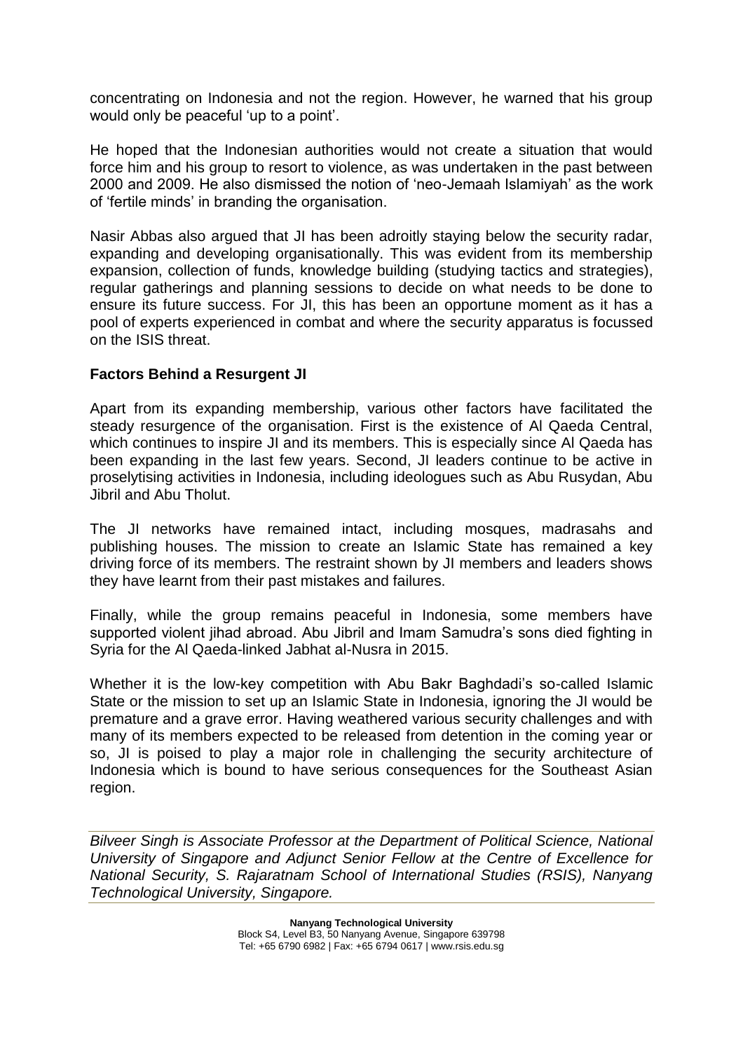concentrating on Indonesia and not the region. However, he warned that his group would only be peaceful 'up to a point'.

He hoped that the Indonesian authorities would not create a situation that would force him and his group to resort to violence, as was undertaken in the past between 2000 and 2009. He also dismissed the notion of 'neo-Jemaah Islamiyah' as the work of 'fertile minds' in branding the organisation.

Nasir Abbas also argued that JI has been adroitly staying below the security radar, expanding and developing organisationally. This was evident from its membership expansion, collection of funds, knowledge building (studying tactics and strategies), regular gatherings and planning sessions to decide on what needs to be done to ensure its future success. For JI, this has been an opportune moment as it has a pool of experts experienced in combat and where the security apparatus is focussed on the ISIS threat.

**Factors Behind a Resurgent JI**

Apart from its expanding membership, various other factors have facilitated the steady resurgence of the organisation. First is the existence of Al Qaeda Central, which continues to inspire JI and its members. This is especially since Al Qaeda has been expanding in the last few years. Second, JI leaders continue to be active in proselytising activities in Indonesia, including ideologues such as Abu Rusydan, Abu Jibril and Abu Tholut.

The JI networks have remained intact, including mosques, madrasahs and publishing houses. The mission to create an Islamic State has remained a key driving force of its members. The restraint shown by JI members and leaders shows they have learnt from their past mistakes and failures.

Finally, while the group remains peaceful in Indonesia, some members have supported violent jihad abroad. Abu Jibril and Imam Samudra's sons died fighting in Syria for the Al Qaeda-linked Jabhat al-Nusra in 2015.

Whether it is the low-key competition with Abu Bakr Baghdadi's so-called Islamic State or the mission to set up an Islamic State in Indonesia, ignoring the JI would be premature and a grave error. Having weathered various security challenges and with many of its members expected to be released from detention in the coming year or so, JI is poised to play a major role in challenging the security architecture of Indonesia which is bound to have serious consequences for the Southeast Asian region.

*Bilveer Singh is Associate Professor at the Department of Political Science, National University of Singapore and Adjunct Senior Fellow at the Centre of Excellence for National Security, S. Rajaratnam School of International Studies (RSIS), Nanyang Technological University, Singapore.*

**Nanyang Technological University**
Block S4, Level B3, 50 Nanyang Avenue, Singapore 639798
Tel: +65 6790 6982 | Fax: +65 6794 0617 | www.rsis.edu.sg